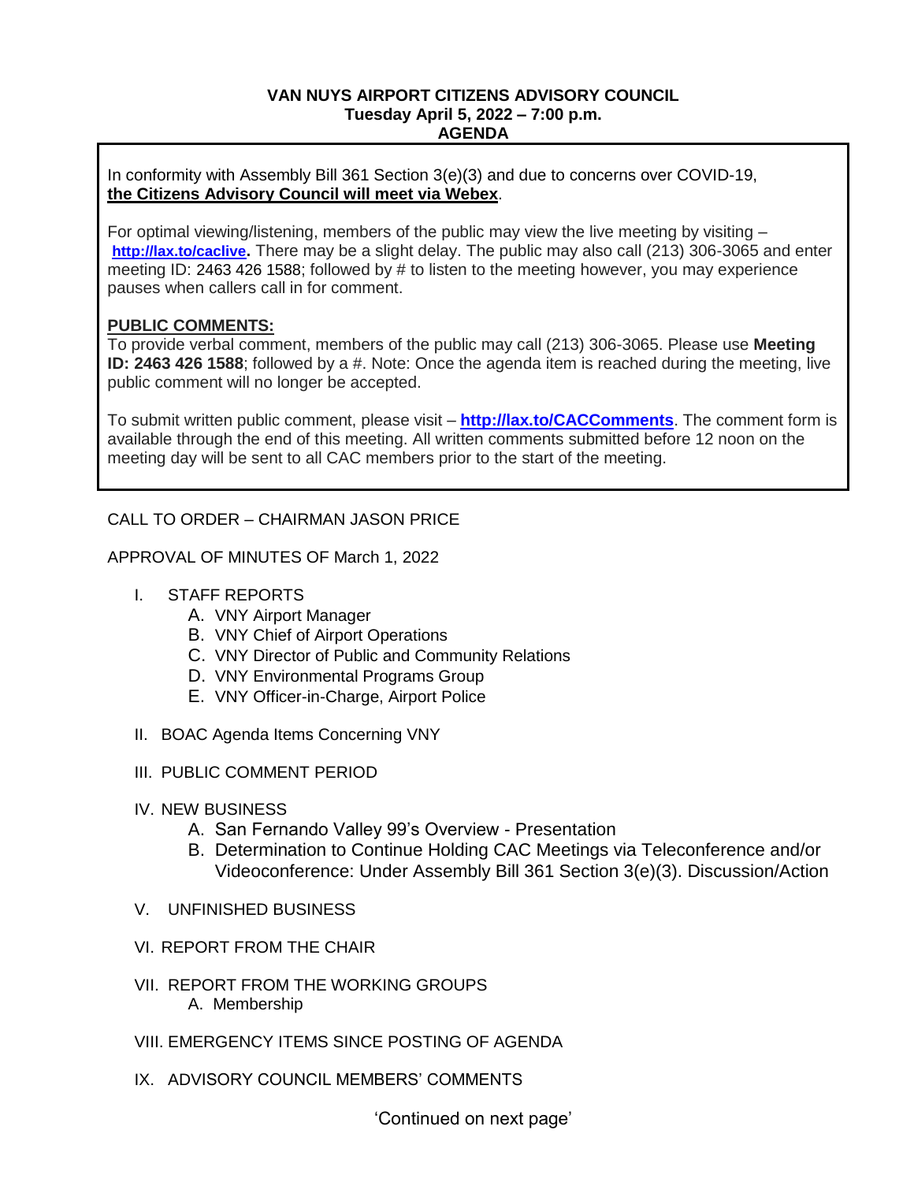**VAN NUYS AIRPORT CITIZENS ADVISORY COUNCIL**
**Tuesday April 5, 2022 – 7:00 p.m.**
**AGENDA**

In conformity with Assembly Bill 361 Section 3(e)(3) and due to concerns over COVID-19, **the Citizens Advisory Council will meet via Webex**.

For optimal viewing/listening, members of the public may view the live meeting by visiting – **http://lax.to/caclive.** There may be a slight delay. The public may also call (213) 306-3065 and enter meeting ID: 2463 426 1588; followed by # to listen to the meeting however, you may experience pauses when callers call in for comment.

**PUBLIC COMMENTS:**
To provide verbal comment, members of the public may call (213) 306-3065. Please use **Meeting ID: 2463 426 1588**; followed by a #. Note: Once the agenda item is reached during the meeting, live public comment will no longer be accepted.

To submit written public comment, please visit – **http://lax.to/CACComments**. The comment form is available through the end of this meeting. All written comments submitted before 12 noon on the meeting day will be sent to all CAC members prior to the start of the meeting.

CALL TO ORDER – CHAIRMAN JASON PRICE

APPROVAL OF MINUTES OF March 1, 2022

I. STAFF REPORTS
   A. VNY Airport Manager
   B. VNY Chief of Airport Operations
   C. VNY Director of Public and Community Relations
   D. VNY Environmental Programs Group
   E. VNY Officer-in-Charge, Airport Police

II. BOAC Agenda Items Concerning VNY

III. PUBLIC COMMENT PERIOD

IV. NEW BUSINESS
   A. San Fernando Valley 99's Overview - Presentation
   B. Determination to Continue Holding CAC Meetings via Teleconference and/or Videoconference: Under Assembly Bill 361 Section 3(e)(3). Discussion/Action

V. UNFINISHED BUSINESS

VI. REPORT FROM THE CHAIR

VII. REPORT FROM THE WORKING GROUPS
   A. Membership

VIII. EMERGENCY ITEMS SINCE POSTING OF AGENDA

IX. ADVISORY COUNCIL MEMBERS' COMMENTS

'Continued on next page'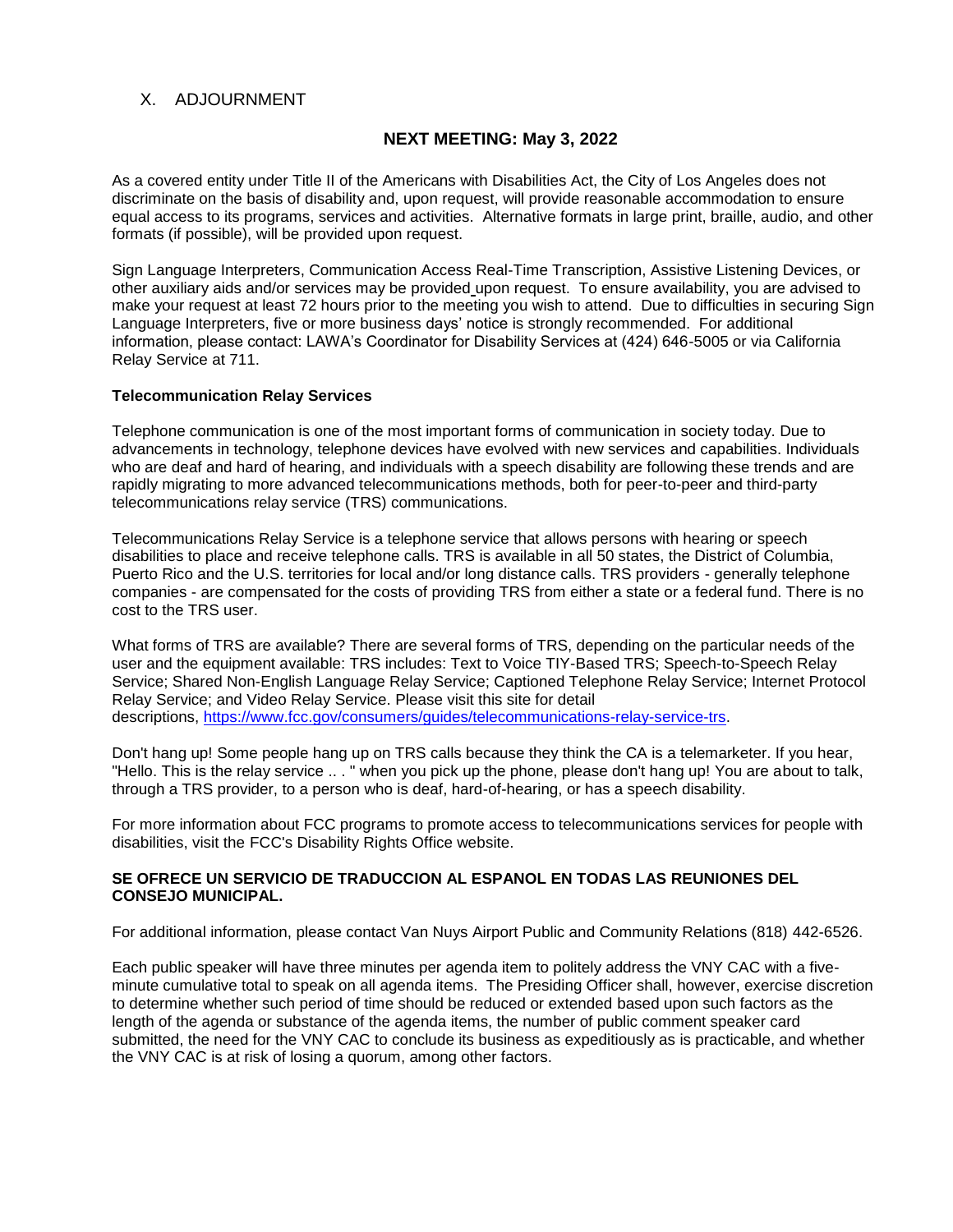## X. ADJOURNMENT

**NEXT MEETING: May 3, 2022**

As a covered entity under Title II of the Americans with Disabilities Act, the City of Los Angeles does not discriminate on the basis of disability and, upon request, will provide reasonable accommodation to ensure equal access to its programs, services and activities. Alternative formats in large print, braille, audio, and other formats (if possible), will be provided upon request.

Sign Language Interpreters, Communication Access Real-Time Transcription, Assistive Listening Devices, or other auxiliary aids and/or services may be provided upon request. To ensure availability, you are advised to make your request at least 72 hours prior to the meeting you wish to attend. Due to difficulties in securing Sign Language Interpreters, five or more business days' notice is strongly recommended. For additional information, please contact: LAWA's Coordinator for Disability Services at (424) 646-5005 or via California Relay Service at 711.

**Telecommunication Relay Services**

Telephone communication is one of the most important forms of communication in society today. Due to advancements in technology, telephone devices have evolved with new services and capabilities. Individuals who are deaf and hard of hearing, and individuals with a speech disability are following these trends and are rapidly migrating to more advanced telecommunications methods, both for peer-to-peer and third-party telecommunications relay service (TRS) communications.

Telecommunications Relay Service is a telephone service that allows persons with hearing or speech disabilities to place and receive telephone calls. TRS is available in all 50 states, the District of Columbia, Puerto Rico and the U.S. territories for local and/or long distance calls. TRS providers - generally telephone companies - are compensated for the costs of providing TRS from either a state or a federal fund. There is no cost to the TRS user.

What forms of TRS are available? There are several forms of TRS, depending on the particular needs of the user and the equipment available: TRS includes: Text to Voice TIY-Based TRS; Speech-to-Speech Relay Service; Shared Non-English Language Relay Service; Captioned Telephone Relay Service; Internet Protocol Relay Service; and Video Relay Service. Please visit this site for detail descriptions, https://www.fcc.gov/consumers/guides/telecommunications-relay-service-trs.

Don't hang up! Some people hang up on TRS calls because they think the CA is a telemarketer. If you hear, "Hello. This is the relay service .. . " when you pick up the phone, please don't hang up! You are about to talk, through a TRS provider, to a person who is deaf, hard-of-hearing, or has a speech disability.

For more information about FCC programs to promote access to telecommunications services for people with disabilities, visit the FCC's Disability Rights Office website.

**SE OFRECE UN SERVICIO DE TRADUCCION AL ESPANOL EN TODAS LAS REUNIONES DEL CONSEJO MUNICIPAL.**

For additional information, please contact Van Nuys Airport Public and Community Relations (818) 442-6526.

Each public speaker will have three minutes per agenda item to politely address the VNY CAC with a five-minute cumulative total to speak on all agenda items. The Presiding Officer shall, however, exercise discretion to determine whether such period of time should be reduced or extended based upon such factors as the length of the agenda or substance of the agenda items, the number of public comment speaker card submitted, the need for the VNY CAC to conclude its business as expeditiously as is practicable, and whether the VNY CAC is at risk of losing a quorum, among other factors.